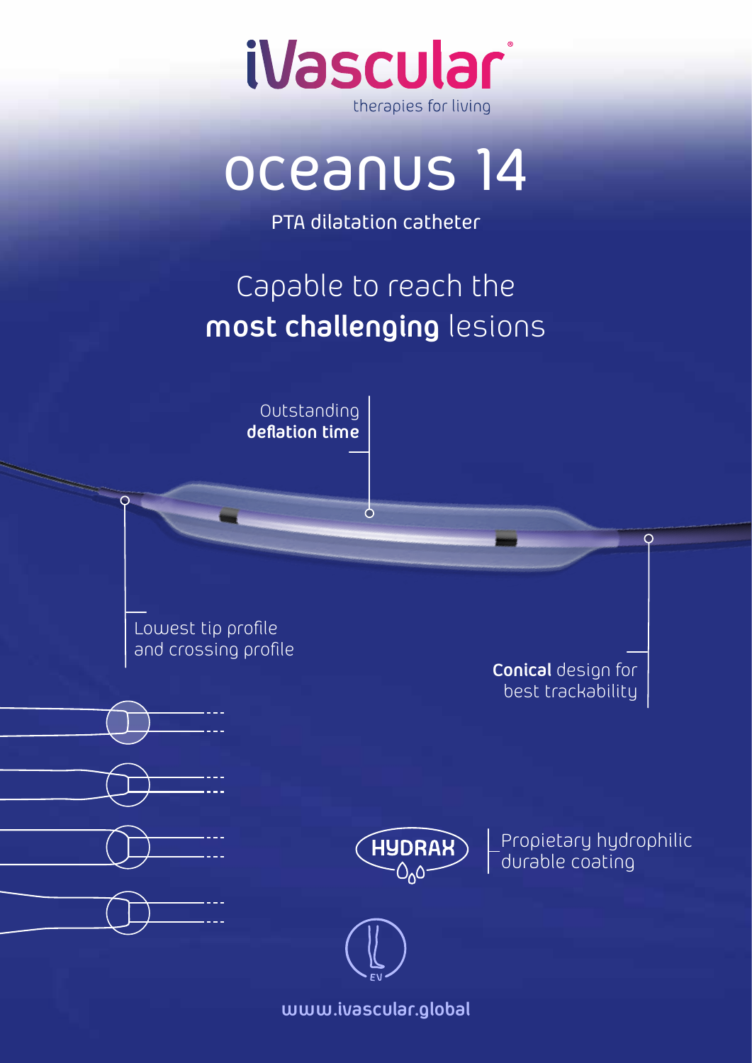iVascular
therapies for living

# oceanus 14

PTA dilatation catheter

## Capable to reach the **most challenging** lesions

Outstanding **deflation time**

Lowest tip profile and crossing profile

**Conical** design for best trackability

HYDRAX

Propietary hydrophilic durable coating

EV

www.ivascular.global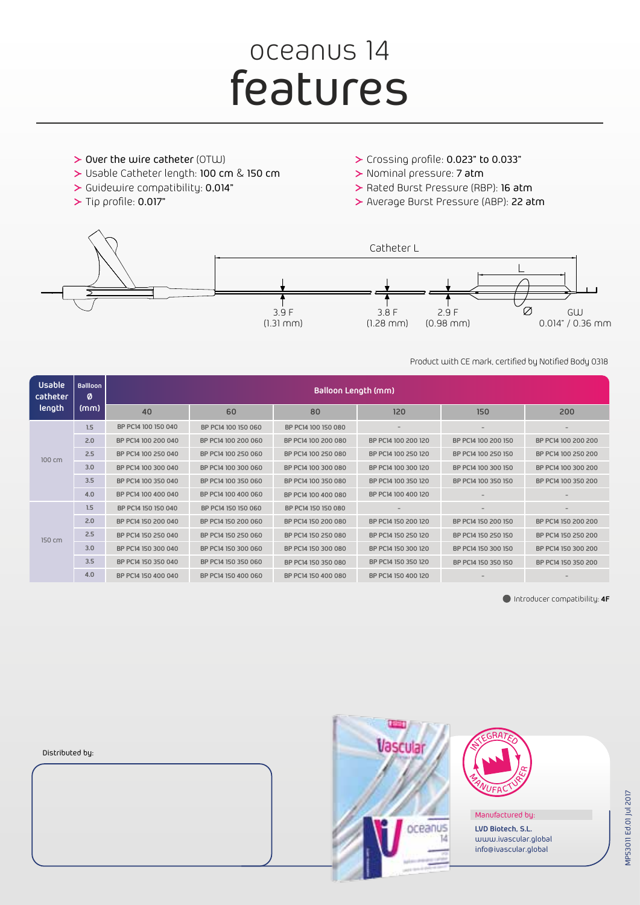# oceanus 14
# features

- Over the wire catheter (OTW)
- Usable Catheter length: **100 cm** & **150 cm**
- Guidewire compatibility: **0,014"**
- Tip profile: **0.017"**
- Crossing profile: **0.023" to 0.033"**
- Nominal pressure: **7 atm**
- Rated Burst Pressure (RBP): **16 atm**
- Average Burst Pressure (ABP): **22 atm**

Catheter L

L

3.9 F (1.31 mm)

3.8 F (1.28 mm)

2.9 F (0.98 mm)

Ø

GW 0.014" / 0.36 mm

Product with CE mark, certified by Notified Body 0318

| Usable catheter length | Ballloon Ø (mm) | Balloon Length (mm) | | | | | |
|---|---|---|---|---|---|---|---|
| | | 40 | 60 | 80 | 120 | 150 | 200 |
| 100 cm | 1.5 | BP PC14 100 150 040 | BP PC14 100 150 060 | BP PC14 100 150 080 | - | - | - |
| | 2.0 | BP PC14 100 200 040 | BP PC14 100 200 060 | BP PC14 100 200 080 | BP PC14 100 200 120 | BP PC14 100 200 150 | BP PC14 100 200 200 |
| | 2.5 | BP PC14 100 250 040 | BP PC14 100 250 060 | BP PC14 100 250 080 | BP PC14 100 250 120 | BP PC14 100 250 150 | BP PC14 100 250 200 |
| | 3.0 | BP PC14 100 300 040 | BP PC14 100 300 060 | BP PC14 100 300 080 | BP PC14 100 300 120 | BP PC14 100 300 150 | BP PC14 100 300 200 |
| | 3.5 | BP PC14 100 350 040 | BP PC14 100 350 060 | BP PC14 100 350 080 | BP PC14 100 350 120 | BP PC14 100 350 150 | BP PC14 100 350 200 |
| | 4.0 | BP PC14 100 400 040 | BP PC14 100 400 060 | BP PC14 100 400 080 | BP PC14 100 400 120 | - | - |
| 150 cm | 1.5 | BP PC14 150 150 040 | BP PC14 150 150 060 | BP PC14 150 150 080 | - | - | - |
| | 2.0 | BP PC14 150 200 040 | BP PC14 150 200 060 | BP PC14 150 200 080 | BP PC14 150 200 120 | BP PC14 150 200 150 | BP PC14 150 200 200 |
| | 2.5 | BP PC14 150 250 040 | BP PC14 150 250 060 | BP PC14 150 250 080 | BP PC14 150 250 120 | BP PC14 150 250 150 | BP PC14 150 250 200 |
| | 3.0 | BP PC14 150 300 040 | BP PC14 150 300 060 | BP PC14 150 300 080 | BP PC14 150 300 120 | BP PC14 150 300 150 | BP PC14 150 300 200 |
| | 3.5 | BP PC14 150 350 040 | BP PC14 150 350 060 | BP PC14 150 350 080 | BP PC14 150 350 120 | BP PC14 150 350 150 | BP PC14 150 350 200 |
| | 4.0 | BP PC14 150 400 040 | BP PC14 150 400 060 | BP PC14 150 400 080 | BP PC14 150 400 120 | - | - |

● Introducer compatibility: **4F**

Distributed by:

INTEGRATED MANUFACTURER

Manufactured by:

**LVD Biotech, S.L.**
www.ivascular.global
info@ivascular.global

MPS3011 Ed.01 Jul 2017